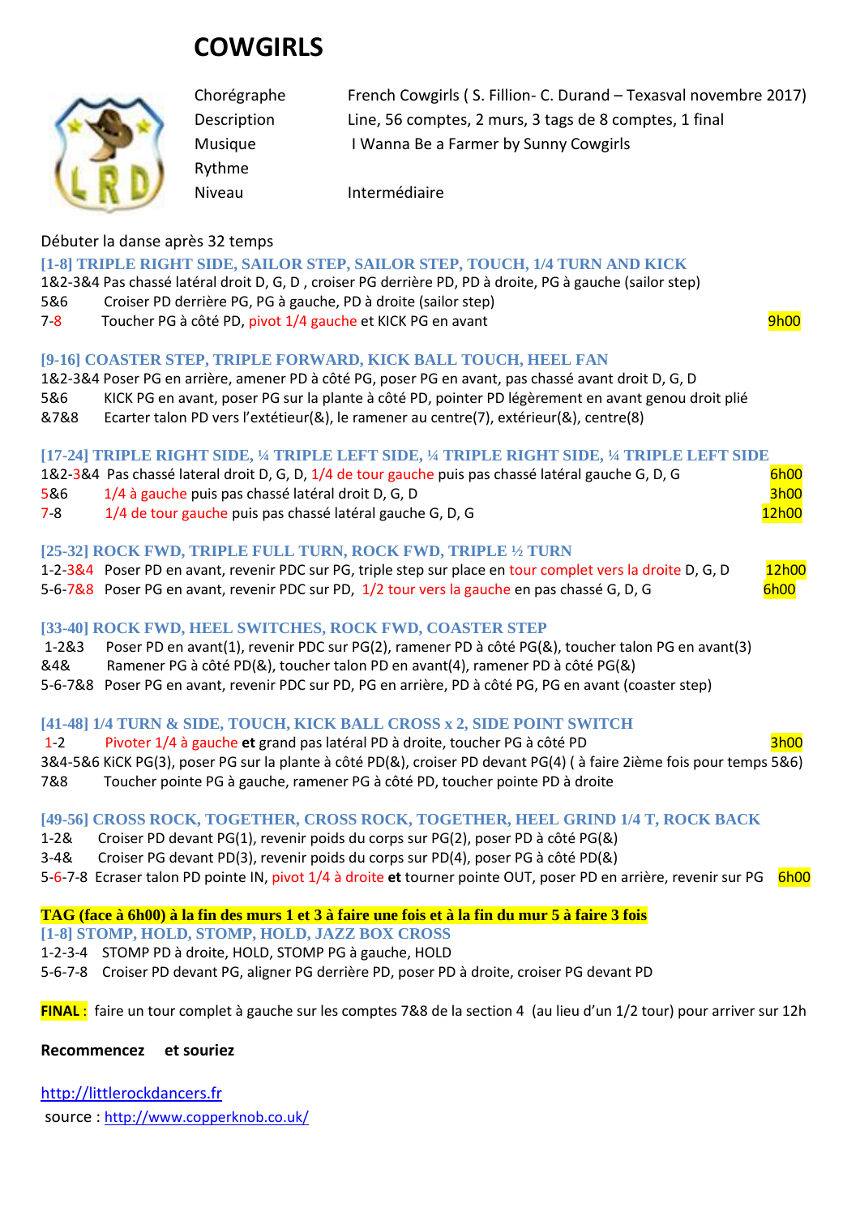# COWGIRLS

| | |
|---|---|
| Chorégraphe | French Cowgirls ( S. Fillion- C. Durand – Texasval novembre 2017) |
| Description | Line, 56 comptes, 2 murs, 3 tags de 8 comptes, 1 final |
| Musique | I Wanna Be a Farmer by Sunny Cowgirls |
| Rythme | |
| Niveau | Intermédiaire |

Débuter la danse après 32 temps

### [1-8] TRIPLE RIGHT SIDE, SAILOR STEP, SAILOR STEP, TOUCH, 1/4 TURN AND KICK

1&2-3&4 Pas chassé latéral droit D, G, D , croiser PG derrière PD, PD à droite, PG à gauche (sailor step)
5&6 Croiser PD derrière PG, PG à gauche, PD à droite (sailor step)
7-8 Toucher PG à côté PD, pivot 1/4 gauche et KICK PG en avant — 9h00

### [9-16] COASTER STEP, TRIPLE FORWARD, KICK BALL TOUCH, HEEL FAN

1&2-3&4 Poser PG en arrière, amener PD à côté PG, poser PG en avant, pas chassé avant droit D, G, D
5&6 KICK PG en avant, poser PG sur la plante à côté PD, pointer PD légèrement en avant genou droit plié
&7&8 Ecarter talon PD vers l'extétieur(&), le ramener au centre(7), extérieur(&), centre(8)

### [17-24] TRIPLE RIGHT SIDE, ¼ TRIPLE LEFT SIDE, ¼ TRIPLE RIGHT SIDE, ¼ TRIPLE LEFT SIDE

1&2-3&4 Pas chassé lateral droit D, G, D, 1/4 de tour gauche puis pas chassé latéral gauche G, D, G — 6h00
5&6 1/4 à gauche puis pas chassé latéral droit D, G, D — 3h00
7-8 1/4 de tour gauche puis pas chassé latéral gauche G, D, G — 12h00

### [25-32] ROCK FWD, TRIPLE FULL TURN, ROCK FWD, TRIPLE ½ TURN

1-2-3&4 Poser PD en avant, revenir PDC sur PG, triple step sur place en tour complet vers la droite D, G, D — 12h00
5-6-7&8 Poser PG en avant, revenir PDC sur PD, 1/2 tour vers la gauche en pas chassé G, D, G — 6h00

### [33-40] ROCK FWD, HEEL SWITCHES, ROCK FWD, COASTER STEP

1-2&3 Poser PD en avant(1), revenir PDC sur PG(2), ramener PD à côté PG(&), toucher talon PG en avant(3)
&4& Ramener PG à côté PD(&), toucher talon PD en avant(4), ramener PD à côté PG(&)
5-6-7&8 Poser PG en avant, revenir PDC sur PD, PG en arrière, PD à côté PG, PG en avant (coaster step)

### [41-48] 1/4 TURN & SIDE, TOUCH, KICK BALL CROSS x 2, SIDE POINT SWITCH

1-2 Pivoter 1/4 à gauche **et** grand pas latéral PD à droite, toucher PG à côté PD — 3h00
3&4-5&6 KiCK PG(3), poser PG sur la plante à côté PD(&), croiser PD devant PG(4) ( à faire 2ième fois pour temps 5&6)
7&8 Toucher pointe PG à gauche, ramener PG à côté PD, toucher pointe PD à droite

### [49-56] CROSS ROCK, TOGETHER, CROSS ROCK, TOGETHER, HEEL GRIND 1/4 T, ROCK BACK

1-2& Croiser PD devant PG(1), revenir poids du corps sur PG(2), poser PD à côté PG(&)
3-4& Croiser PG devant PD(3), revenir poids du corps sur PD(4), poser PG à côté PD(&)
5-6-7-8 Ecraser talon PD pointe IN, pivot 1/4 à droite **et** tourner pointe OUT, poser PD en arrière, revenir sur PG — 6h00

**TAG (face à 6h00) à la fin des murs 1 et 3 à faire une fois et à la fin du mur 5 à faire 3 fois**

### [1-8] STOMP, HOLD, STOMP, HOLD, JAZZ BOX CROSS

1-2-3-4 STOMP PD à droite, HOLD, STOMP PG à gauche, HOLD
5-6-7-8 Croiser PD devant PG, aligner PG derrière PD, poser PD à droite, croiser PG devant PD

**FINAL** : faire un tour complet à gauche sur les comptes 7&8 de la section 4 (au lieu d'un 1/2 tour) pour arriver sur 12h

**Recommencez et souriez**

http://littlerockdancers.fr
source : http://www.copperknob.co.uk/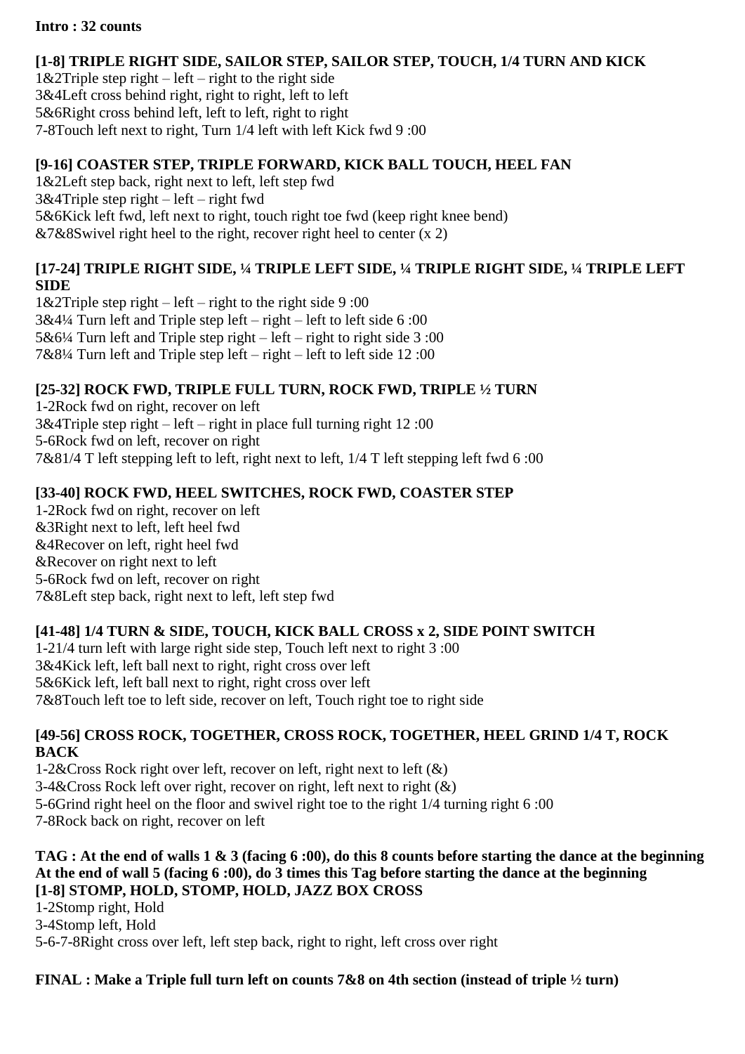**Intro : 32 counts**

**[1-8] TRIPLE RIGHT SIDE, SAILOR STEP, SAILOR STEP, TOUCH, 1/4 TURN AND KICK**
1&2Triple step right – left – right to the right side
3&4Left cross behind right, right to right, left to left
5&6Right cross behind left, left to left, right to right
7-8Touch left next to right, Turn 1/4 left with left Kick fwd 9 :00

**[9-16] COASTER STEP, TRIPLE FORWARD, KICK BALL TOUCH, HEEL FAN**
1&2Left step back, right next to left, left step fwd
3&4Triple step right – left – right fwd
5&6Kick left fwd, left next to right, touch right toe fwd (keep right knee bend)
&7&8Swivel right heel to the right, recover right heel to center (x 2)

**[17-24] TRIPLE RIGHT SIDE, ¼ TRIPLE LEFT SIDE, ¼ TRIPLE RIGHT SIDE, ¼ TRIPLE LEFT SIDE**
1&2Triple step right – left – right to the right side 9 :00
3&4¼ Turn left and Triple step left – right – left to left side 6 :00
5&6¼ Turn left and Triple step right – left – right to right side 3 :00
7&8¼ Turn left and Triple step left – right – left to left side 12 :00

**[25-32] ROCK FWD, TRIPLE FULL TURN, ROCK FWD, TRIPLE ½ TURN**
1-2Rock fwd on right, recover on left
3&4Triple step right – left – right in place full turning right 12 :00
5-6Rock fwd on left, recover on right
7&81/4 T left stepping left to left, right next to left, 1/4 T left stepping left fwd 6 :00

**[33-40] ROCK FWD, HEEL SWITCHES, ROCK FWD, COASTER STEP**
1-2Rock fwd on right, recover on left
&3Right next to left, left heel fwd
&4Recover on left, right heel fwd
&Recover on right next to left
5-6Rock fwd on left, recover on right
7&8Left step back, right next to left, left step fwd

**[41-48] 1/4 TURN & SIDE, TOUCH, KICK BALL CROSS x 2, SIDE POINT SWITCH**
1-21/4 turn left with large right side step, Touch left next to right 3 :00
3&4Kick left, left ball next to right, right cross over left
5&6Kick left, left ball next to right, right cross over left
7&8Touch left toe to left side, recover on left, Touch right toe to right side

**[49-56] CROSS ROCK, TOGETHER, CROSS ROCK, TOGETHER, HEEL GRIND 1/4 T, ROCK BACK**
1-2&Cross Rock right over left, recover on left, right next to left (&)
3-4&Cross Rock left over right, recover on right, left next to right (&)
5-6Grind right heel on the floor and swivel right toe to the right 1/4 turning right 6 :00
7-8Rock back on right, recover on left

**TAG : At the end of walls 1 & 3 (facing 6 :00), do this 8 counts before starting the dance at the beginning**
**At the end of wall 5 (facing 6 :00), do 3 times this Tag before starting the dance at the beginning**
**[1-8] STOMP, HOLD, STOMP, HOLD, JAZZ BOX CROSS**
1-2Stomp right, Hold
3-4Stomp left, Hold
5-6-7-8Right cross over left, left step back, right to right, left cross over right

**FINAL : Make a Triple full turn left on counts 7&8 on 4th section (instead of triple ½ turn)**